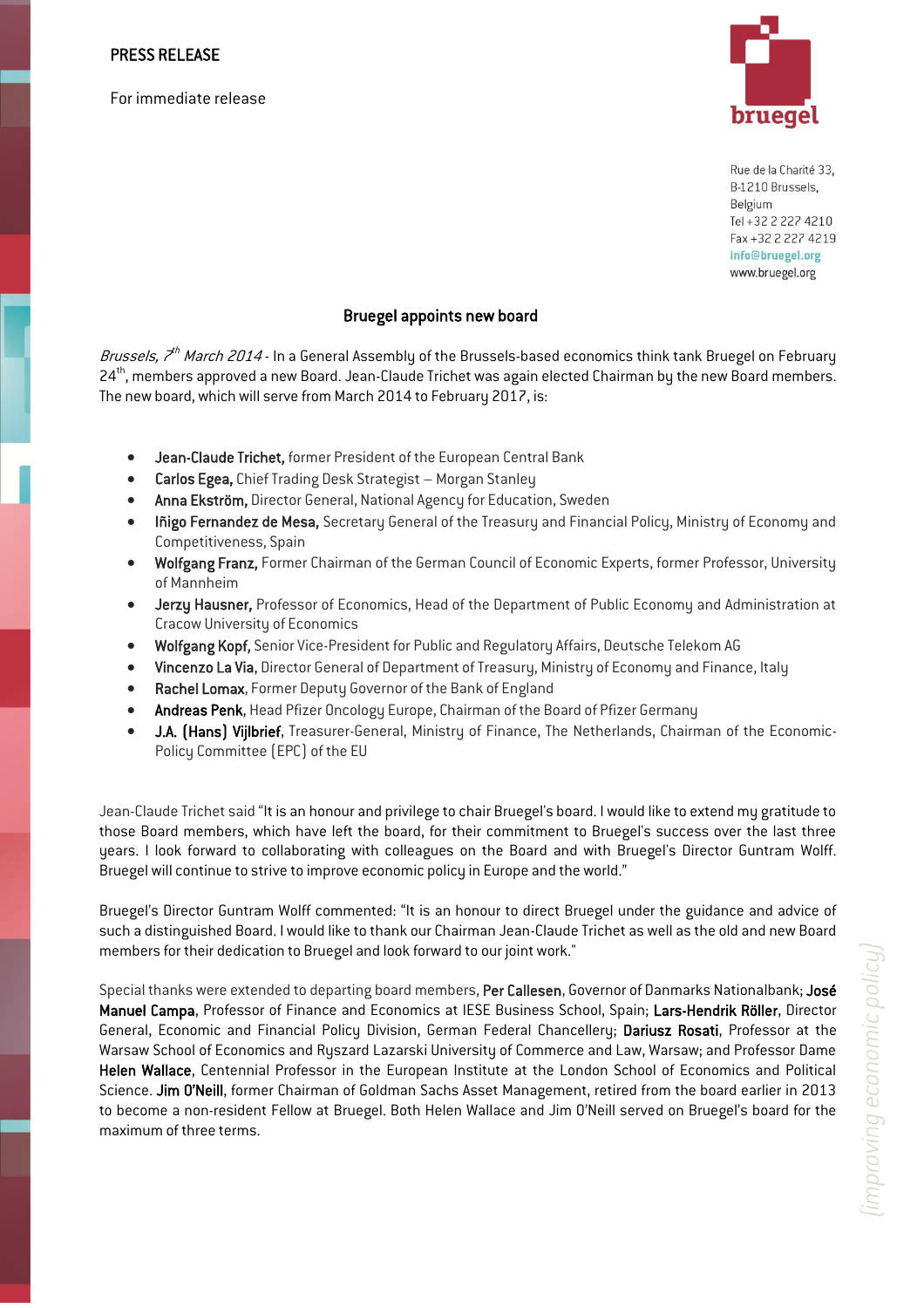PRESS RELEASE

For immediate release

bruegel

Rue de la Charité 33,
B-1210 Brussels,
Belgium
Tel +32 2 227 4210
Fax +32 2 227 4219
info@bruegel.org
www.bruegel.org

## Bruegel appoints new board

*Brussels, 7th March 2014* - In a General Assembly of the Brussels-based economics think tank Bruegel on February 24th, members approved a new Board. Jean-Claude Trichet was again elected Chairman by the new Board members. The new board, which will serve from March 2014 to February 2017, is:

- **Jean-Claude Trichet,** former President of the European Central Bank
- **Carlos Egea,** Chief Trading Desk Strategist – Morgan Stanley
- **Anna Ekström,** Director General, National Agency for Education, Sweden
- **Iñigo Fernandez de Mesa,** Secretary General of the Treasury and Financial Policy, Ministry of Economy and Competitiveness, Spain
- **Wolfgang Franz,** Former Chairman of the German Council of Economic Experts, former Professor, University of Mannheim
- **Jerzy Hausner,** Professor of Economics, Head of the Department of Public Economy and Administration at Cracow University of Economics
- **Wolfgang Kopf,** Senior Vice-President for Public and Regulatory Affairs, Deutsche Telekom AG
- **Vincenzo La Via**, Director General of Department of Treasury, Ministry of Economy and Finance, Italy
- **Rachel Lomax**, Former Deputy Governor of the Bank of England
- **Andreas Penk**, Head Pfizer Oncology Europe, Chairman of the Board of Pfizer Germany
- **J.A. (Hans) Vijlbrief**, Treasurer-General, Ministry of Finance, The Netherlands, Chairman of the Economic-Policy Committee (EPC) of the EU

Jean-Claude Trichet said "It is an honour and privilege to chair Bruegel's board. I would like to extend my gratitude to those Board members, which have left the board, for their commitment to Bruegel's success over the last three years. I look forward to collaborating with colleagues on the Board and with Bruegel's Director Guntram Wolff. Bruegel will continue to strive to improve economic policy in Europe and the world."

Bruegel's Director Guntram Wolff commented: "It is an honour to direct Bruegel under the guidance and advice of such a distinguished Board. I would like to thank our Chairman Jean-Claude Trichet as well as the old and new Board members for their dedication to Bruegel and look forward to our joint work."

Special thanks were extended to departing board members, **Per Callesen**, Governor of Danmarks Nationalbank; **José Manuel Campa**, Professor of Finance and Economics at IESE Business School, Spain; **Lars-Hendrik Röller**, Director General, Economic and Financial Policy Division, German Federal Chancellery; **Dariusz Rosati**, Professor at the Warsaw School of Economics and Ryszard Lazarski University of Commerce and Law, Warsaw; and Professor Dame **Helen Wallace**, Centennial Professor in the European Institute at the London School of Economics and Political Science. **Jim O'Neill**, former Chairman of Goldman Sachs Asset Management, retired from the board earlier in 2013 to become a non-resident Fellow at Bruegel. Both Helen Wallace and Jim O'Neill served on Bruegel's board for the maximum of three terms.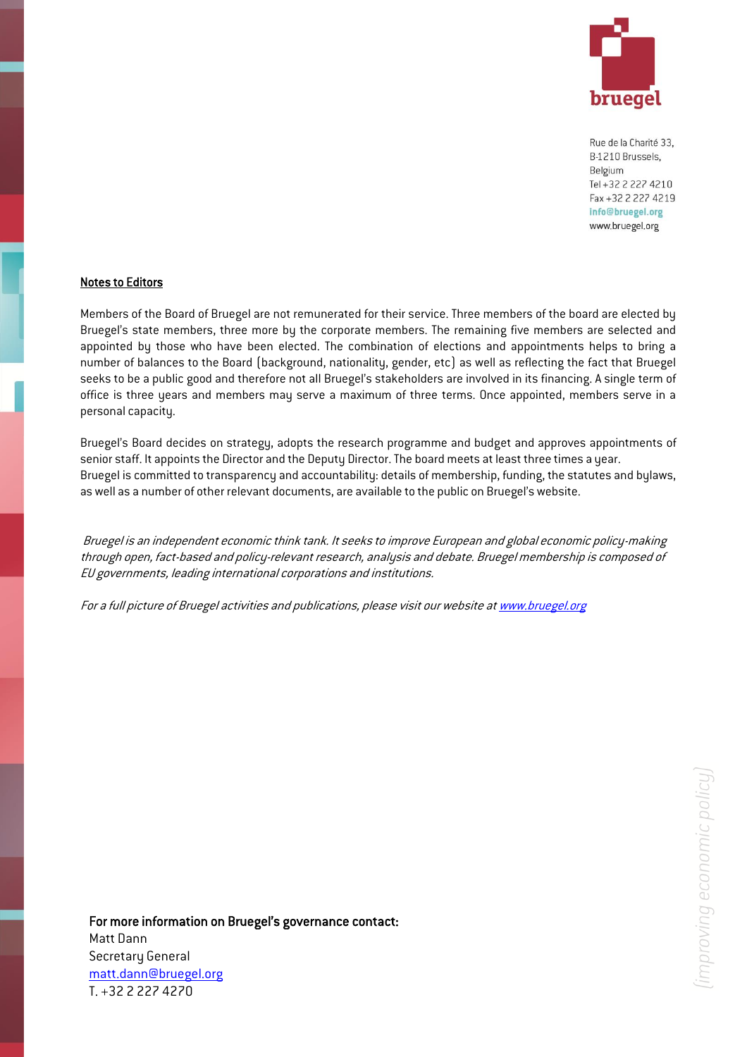Rue de la Charité 33,
B-1210 Brussels,
Belgium
Tel +32 2 227 4210
Fax +32 2 227 4219
info@bruegel.org
www.bruegel.org

## Notes to Editors

Members of the Board of Bruegel are not remunerated for their service. Three members of the board are elected by Bruegel's state members, three more by the corporate members. The remaining five members are selected and appointed by those who have been elected. The combination of elections and appointments helps to bring a number of balances to the Board (background, nationality, gender, etc) as well as reflecting the fact that Bruegel seeks to be a public good and therefore not all Bruegel's stakeholders are involved in its financing. A single term of office is three years and members may serve a maximum of three terms. Once appointed, members serve in a personal capacity.

Bruegel's Board decides on strategy, adopts the research programme and budget and approves appointments of senior staff. It appoints the Director and the Deputy Director. The board meets at least three times a year.
Bruegel is committed to transparency and accountability: details of membership, funding, the statutes and bylaws, as well as a number of other relevant documents, are available to the public on Bruegel's website.

*Bruegel is an independent economic think tank. It seeks to improve European and global economic policy-making through open, fact-based and policy-relevant research, analysis and debate. Bruegel membership is composed of EU governments, leading international corporations and institutions.*

*For a full picture of Bruegel activities and publications, please visit our website at www.bruegel.org*

**For more information on Bruegel's governance contact:**
Matt Dann
Secretary General
matt.dann@bruegel.org
T. +32 2 227 4270